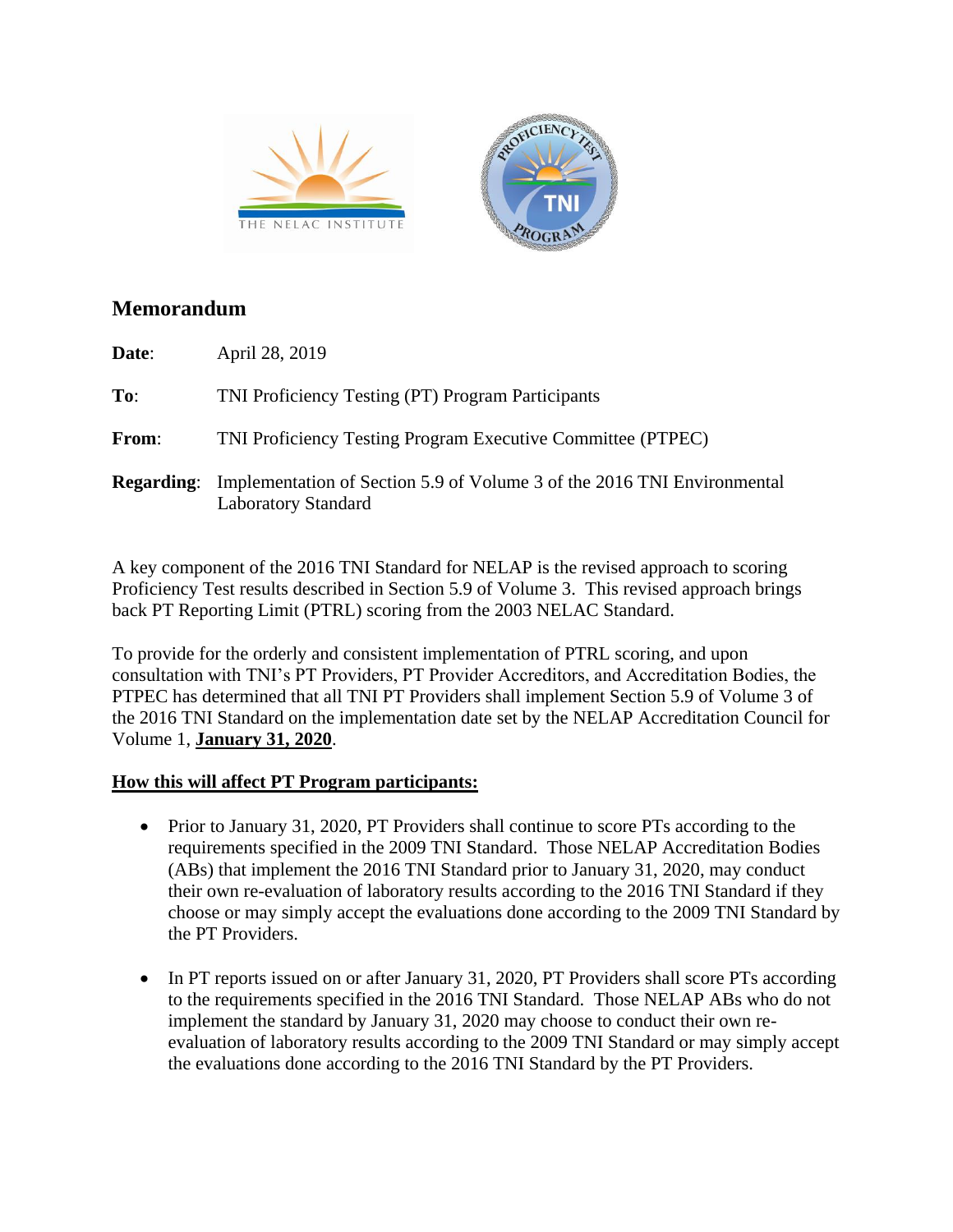## Memorandum

**Date**: April 28, 2019

**To**: TNI Proficiency Testing (PT) Program Participants

**From**: TNI Proficiency Testing Program Executive Committee (PTPEC)

**Regarding**: Implementation of Section 5.9 of Volume 3 of the 2016 TNI Environmental Laboratory Standard

A key component of the 2016 TNI Standard for NELAP is the revised approach to scoring Proficiency Test results described in Section 5.9 of Volume 3. This revised approach brings back PT Reporting Limit (PTRL) scoring from the 2003 NELAC Standard.

To provide for the orderly and consistent implementation of PTRL scoring, and upon consultation with TNI's PT Providers, PT Provider Accreditors, and Accreditation Bodies, the PTPEC has determined that all TNI PT Providers shall implement Section 5.9 of Volume 3 of the 2016 TNI Standard on the implementation date set by the NELAP Accreditation Council for Volume 1, **January 31, 2020**.

**How this will affect PT Program participants:**

- Prior to January 31, 2020, PT Providers shall continue to score PTs according to the requirements specified in the 2009 TNI Standard. Those NELAP Accreditation Bodies (ABs) that implement the 2016 TNI Standard prior to January 31, 2020, may conduct their own re-evaluation of laboratory results according to the 2016 TNI Standard if they choose or may simply accept the evaluations done according to the 2009 TNI Standard by the PT Providers.

- In PT reports issued on or after January 31, 2020, PT Providers shall score PTs according to the requirements specified in the 2016 TNI Standard. Those NELAP ABs who do not implement the standard by January 31, 2020 may choose to conduct their own re-evaluation of laboratory results according to the 2009 TNI Standard or may simply accept the evaluations done according to the 2016 TNI Standard by the PT Providers.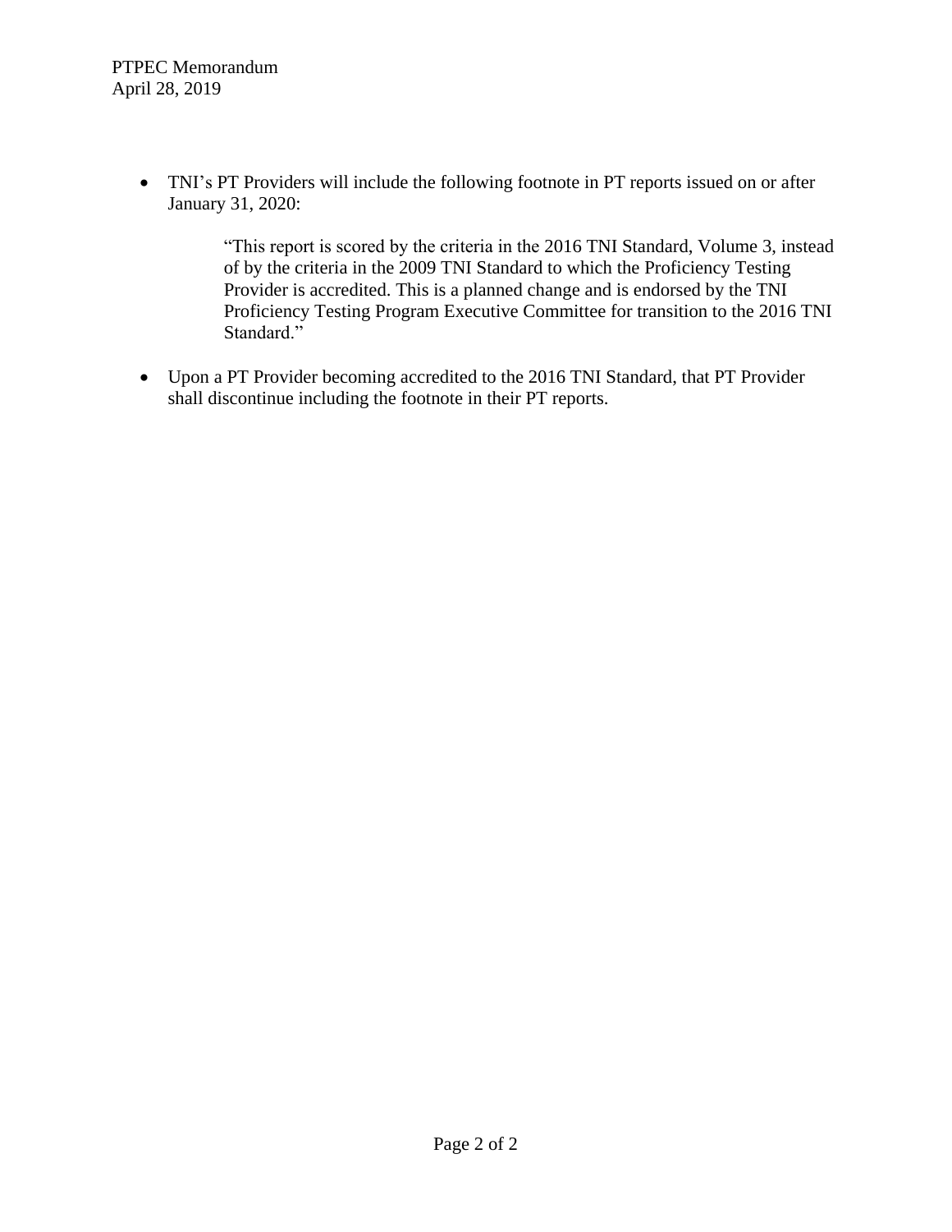- TNI’s PT Providers will include the following footnote in PT reports issued on or after January 31, 2020:

> “This report is scored by the criteria in the 2016 TNI Standard, Volume 3, instead of by the criteria in the 2009 TNI Standard to which the Proficiency Testing Provider is accredited. This is a planned change and is endorsed by the TNI Proficiency Testing Program Executive Committee for transition to the 2016 TNI Standard.”

- Upon a PT Provider becoming accredited to the 2016 TNI Standard, that PT Provider shall discontinue including the footnote in their PT reports.